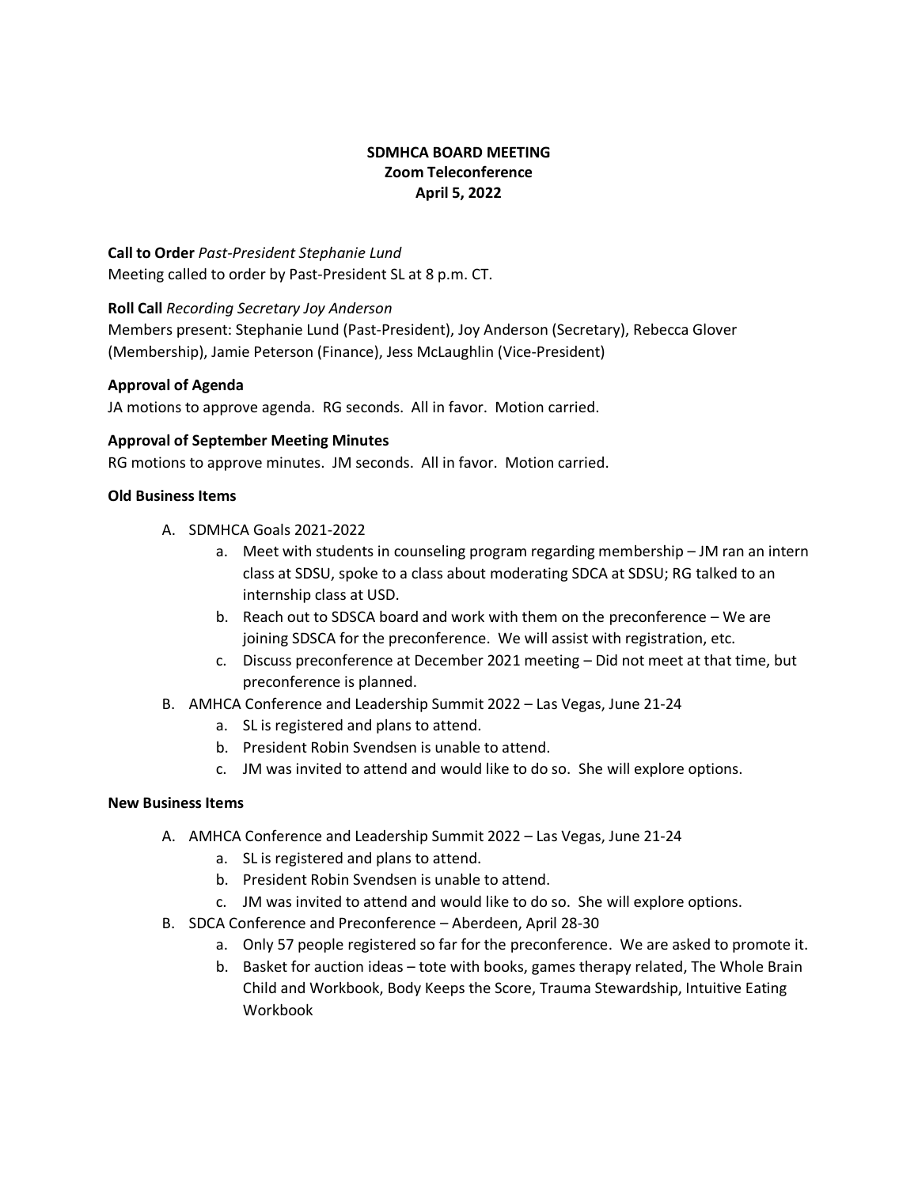**SDMHCA BOARD MEETING**
**Zoom Teleconference**
**April 5, 2022**

**Call to Order** *Past-President Stephanie Lund*
Meeting called to order by Past-President SL at 8 p.m. CT.

**Roll Call** *Recording Secretary Joy Anderson*
Members present: Stephanie Lund (Past-President), Joy Anderson (Secretary), Rebecca Glover (Membership), Jamie Peterson (Finance), Jess McLaughlin (Vice-President)

**Approval of Agenda**
JA motions to approve agenda. RG seconds. All in favor. Motion carried.

**Approval of September Meeting Minutes**
RG motions to approve minutes. JM seconds. All in favor. Motion carried.

**Old Business Items**

- A. SDMHCA Goals 2021-2022
  - a. Meet with students in counseling program regarding membership – JM ran an intern class at SDSU, spoke to a class about moderating SDCA at SDSU; RG talked to an internship class at USD.
  - b. Reach out to SDSCA board and work with them on the preconference – We are joining SDSCA for the preconference. We will assist with registration, etc.
  - c. Discuss preconference at December 2021 meeting – Did not meet at that time, but preconference is planned.
- B. AMHCA Conference and Leadership Summit 2022 – Las Vegas, June 21-24
  - a. SL is registered and plans to attend.
  - b. President Robin Svendsen is unable to attend.
  - c. JM was invited to attend and would like to do so. She will explore options.

**New Business Items**

- A. AMHCA Conference and Leadership Summit 2022 – Las Vegas, June 21-24
  - a. SL is registered and plans to attend.
  - b. President Robin Svendsen is unable to attend.
  - c. JM was invited to attend and would like to do so. She will explore options.
- B. SDCA Conference and Preconference – Aberdeen, April 28-30
  - a. Only 57 people registered so far for the preconference. We are asked to promote it.
  - b. Basket for auction ideas – tote with books, games therapy related, The Whole Brain Child and Workbook, Body Keeps the Score, Trauma Stewardship, Intuitive Eating Workbook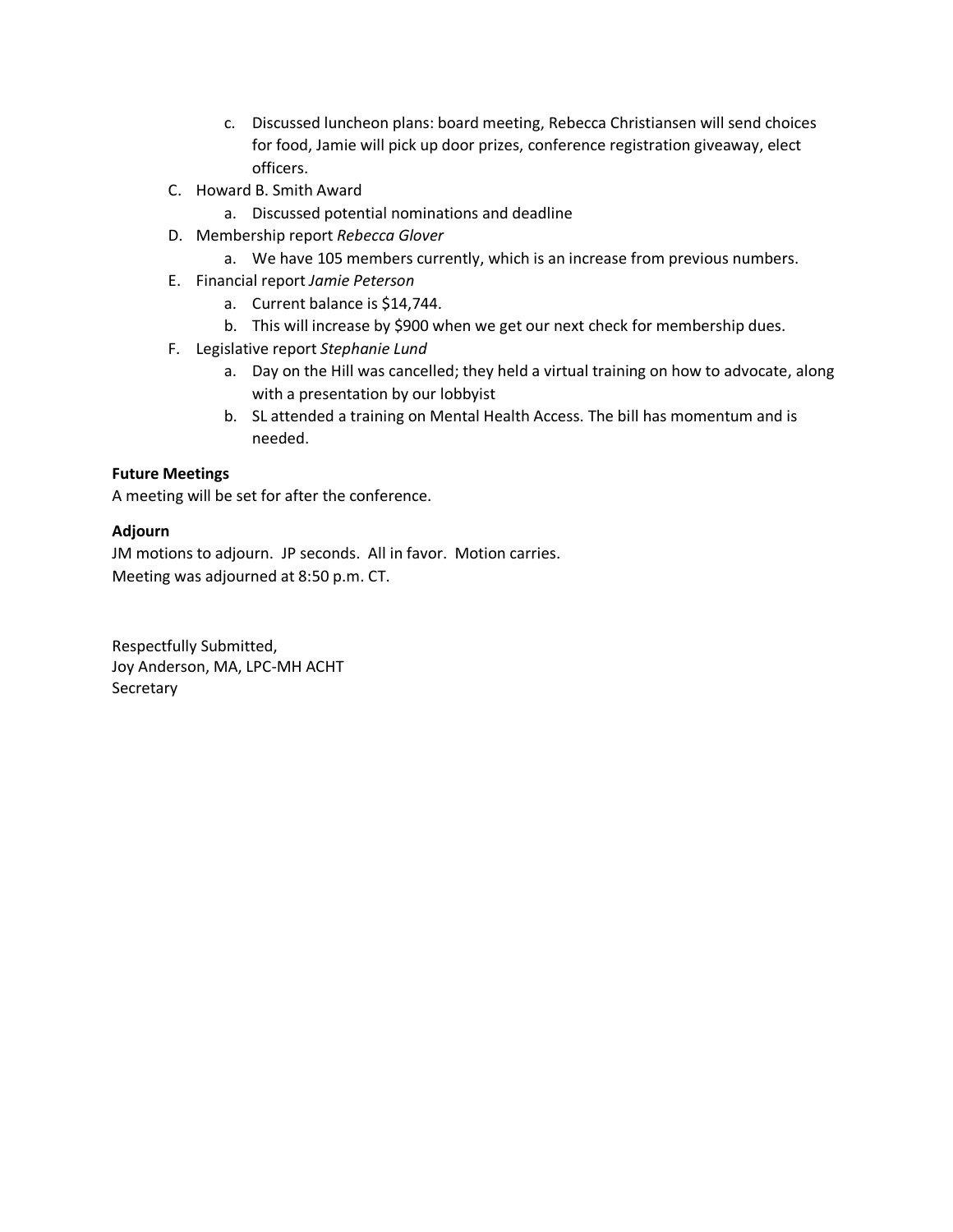c. Discussed luncheon plans: board meeting, Rebecca Christiansen will send choices for food, Jamie will pick up door prizes, conference registration giveaway, elect officers.

C. Howard B. Smith Award
   a. Discussed potential nominations and deadline

D. Membership report *Rebecca Glover*
   a. We have 105 members currently, which is an increase from previous numbers.

E. Financial report *Jamie Peterson*
   a. Current balance is $14,744.
   b. This will increase by $900 when we get our next check for membership dues.

F. Legislative report *Stephanie Lund*
   a. Day on the Hill was cancelled; they held a virtual training on how to advocate, along with a presentation by our lobbyist
   b. SL attended a training on Mental Health Access. The bill has momentum and is needed.

**Future Meetings**

A meeting will be set for after the conference.

**Adjourn**

JM motions to adjourn. JP seconds. All in favor. Motion carries.
Meeting was adjourned at 8:50 p.m. CT.

Respectfully Submitted,
Joy Anderson, MA, LPC-MH ACHT
Secretary